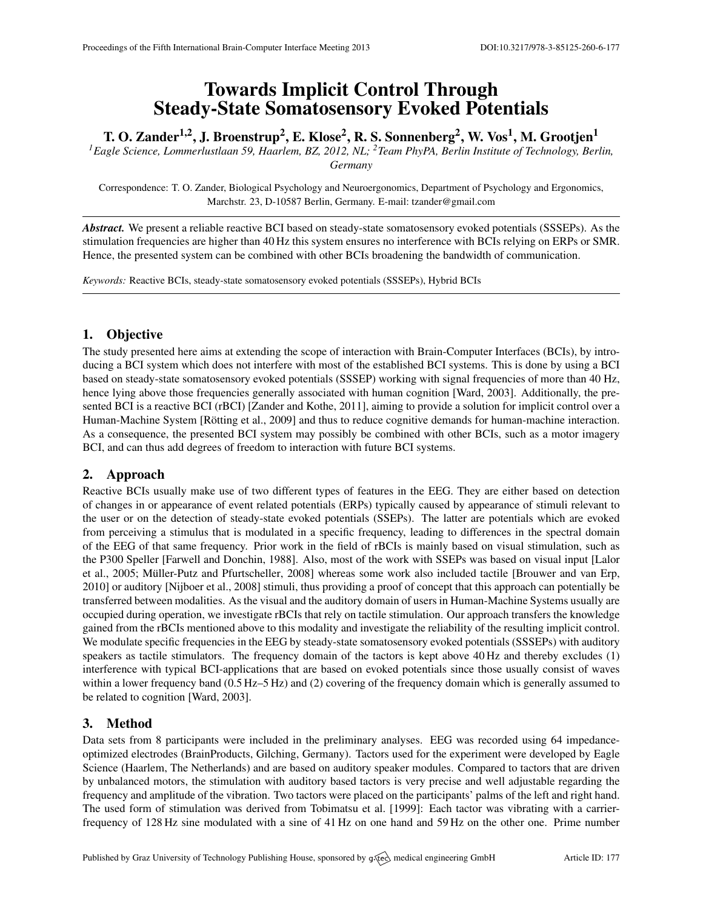# Towards Implicit Control Through Steady-State Somatosensory Evoked Potentials

**T. O. Zander[1,2], J. Broenstrup[2], E. Klose[2], R. S. Sonnenberg[2], W. Vos[1], M. Grootjen[1]**

[1]*Eagle Science, Lommerlustlaan 59, Haarlem, BZ, 2012, NL;* [2]*Team PhyPA, Berlin Institute of Technology, Berlin, Germany*

Correspondence: T. O. Zander, Biological Psychology and Neuroergonomics, Department of Psychology and Ergonomics, Marchstr. 23, D-10587 Berlin, Germany. E-mail: tzander@gmail.com

***Abstract.*** We present a reliable reactive BCI based on steady-state somatosensory evoked potentials (SSSEPs). As the stimulation frequencies are higher than 40 Hz this system ensures no interference with BCIs relying on ERPs or SMR. Hence, the presented system can be combined with other BCIs broadening the bandwidth of communication.

*Keywords:* Reactive BCIs, steady-state somatosensory evoked potentials (SSSEPs), Hybrid BCIs

## 1. Objective

The study presented here aims at extending the scope of interaction with Brain-Computer Interfaces (BCIs), by introducing a BCI system which does not interfere with most of the established BCI systems. This is done by using a BCI based on steady-state somatosensory evoked potentials (SSSEP) working with signal frequencies of more than 40 Hz, hence lying above those frequencies generally associated with human cognition [Ward, 2003]. Additionally, the presented BCI is a reactive BCI (rBCI) [Zander and Kothe, 2011], aiming to provide a solution for implicit control over a Human-Machine System [Rötting et al., 2009] and thus to reduce cognitive demands for human-machine interaction. As a consequence, the presented BCI system may possibly be combined with other BCIs, such as a motor imagery BCI, and can thus add degrees of freedom to interaction with future BCI systems.

## 2. Approach

Reactive BCIs usually make use of two different types of features in the EEG. They are either based on detection of changes in or appearance of event related potentials (ERPs) typically caused by appearance of stimuli relevant to the user or on the detection of steady-state evoked potentials (SSEPs). The latter are potentials which are evoked from perceiving a stimulus that is modulated in a specific frequency, leading to differences in the spectral domain of the EEG of that same frequency. Prior work in the field of rBCIs is mainly based on visual stimulation, such as the P300 Speller [Farwell and Donchin, 1988]. Also, most of the work with SSEPs was based on visual input [Lalor et al., 2005; Müller-Putz and Pfurtscheller, 2008] whereas some work also included tactile [Brouwer and van Erp, 2010] or auditory [Nijboer et al., 2008] stimuli, thus providing a proof of concept that this approach can potentially be transferred between modalities. As the visual and the auditory domain of users in Human-Machine Systems usually are occupied during operation, we investigate rBCIs that rely on tactile stimulation. Our approach transfers the knowledge gained from the rBCIs mentioned above to this modality and investigate the reliability of the resulting implicit control. We modulate specific frequencies in the EEG by steady-state somatosensory evoked potentials (SSSEPs) with auditory speakers as tactile stimulators. The frequency domain of the tactors is kept above 40 Hz and thereby excludes (1) interference with typical BCI-applications that are based on evoked potentials since those usually consist of waves within a lower frequency band (0.5 Hz–5 Hz) and (2) covering of the frequency domain which is generally assumed to be related to cognition [Ward, 2003].

## 3. Method

Data sets from 8 participants were included in the preliminary analyses. EEG was recorded using 64 impedance-optimized electrodes (BrainProducts, Gilching, Germany). Tactors used for the experiment were developed by Eagle Science (Haarlem, The Netherlands) and are based on auditory speaker modules. Compared to tactors that are driven by unbalanced motors, the stimulation with auditory based tactors is very precise and well adjustable regarding the frequency and amplitude of the vibration. Two tactors were placed on the participants' palms of the left and right hand. The used form of stimulation was derived from Tobimatsu et al. [1999]: Each tactor was vibrating with a carrier-frequency of 128 Hz sine modulated with a sine of 41 Hz on one hand and 59 Hz on the other one. Prime number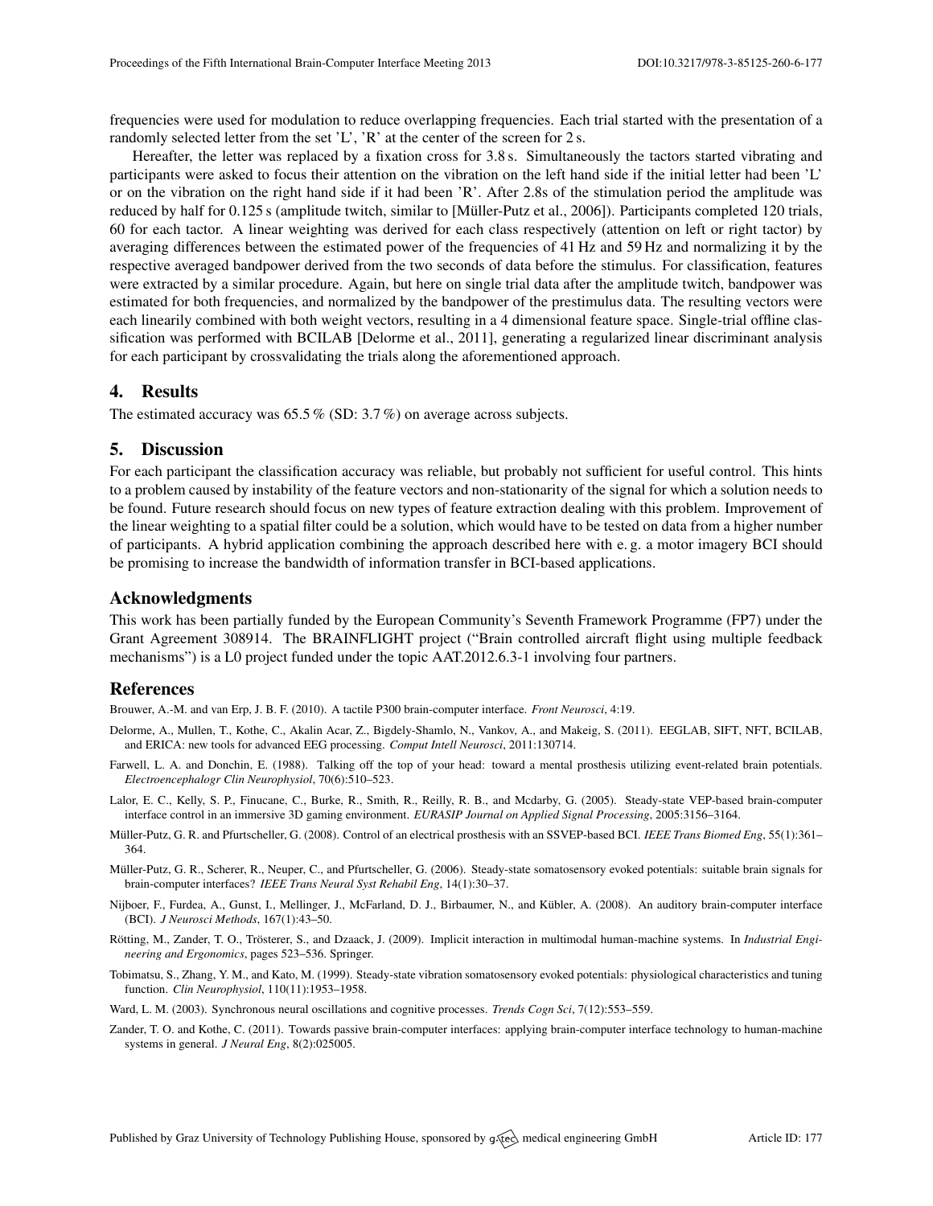frequencies were used for modulation to reduce overlapping frequencies. Each trial started with the presentation of a randomly selected letter from the set 'L', 'R' at the center of the screen for 2 s.

Hereafter, the letter was replaced by a fixation cross for 3.8 s. Simultaneously the tactors started vibrating and participants were asked to focus their attention on the vibration on the left hand side if the initial letter had been 'L' or on the vibration on the right hand side if it had been 'R'. After 2.8s of the stimulation period the amplitude was reduced by half for 0.125 s (amplitude twitch, similar to [Müller-Putz et al., 2006]). Participants completed 120 trials, 60 for each tactor. A linear weighting was derived for each class respectively (attention on left or right tactor) by averaging differences between the estimated power of the frequencies of 41 Hz and 59 Hz and normalizing it by the respective averaged bandpower derived from the two seconds of data before the stimulus. For classification, features were extracted by a similar procedure. Again, but here on single trial data after the amplitude twitch, bandpower was estimated for both frequencies, and normalized by the bandpower of the prestimulus data. The resulting vectors were each linearily combined with both weight vectors, resulting in a 4 dimensional feature space. Single-trial offline classification was performed with BCILAB [Delorme et al., 2011], generating a regularized linear discriminant analysis for each participant by crossvalidating the trials along the aforementioned approach.

## 4. Results

The estimated accuracy was 65.5 % (SD: 3.7 %) on average across subjects.

## 5. Discussion

For each participant the classification accuracy was reliable, but probably not sufficient for useful control. This hints to a problem caused by instability of the feature vectors and non-stationarity of the signal for which a solution needs to be found. Future research should focus on new types of feature extraction dealing with this problem. Improvement of the linear weighting to a spatial filter could be a solution, which would have to be tested on data from a higher number of participants. A hybrid application combining the approach described here with e. g. a motor imagery BCI should be promising to increase the bandwidth of information transfer in BCI-based applications.

## Acknowledgments

This work has been partially funded by the European Community's Seventh Framework Programme (FP7) under the Grant Agreement 308914. The BRAINFLIGHT project ("Brain controlled aircraft flight using multiple feedback mechanisms") is a L0 project funded under the topic AAT.2012.6.3-1 involving four partners.

## References

Brouwer, A.-M. and van Erp, J. B. F. (2010). A tactile P300 brain-computer interface. *Front Neurosci*, 4:19.

Delorme, A., Mullen, T., Kothe, C., Akalin Acar, Z., Bigdely-Shamlo, N., Vankov, A., and Makeig, S. (2011). EEGLAB, SIFT, NFT, BCILAB, and ERICA: new tools for advanced EEG processing. *Comput Intell Neurosci*, 2011:130714.

Farwell, L. A. and Donchin, E. (1988). Talking off the top of your head: toward a mental prosthesis utilizing event-related brain potentials. *Electroencephalogr Clin Neurophysiol*, 70(6):510–523.

Lalor, E. C., Kelly, S. P., Finucane, C., Burke, R., Smith, R., Reilly, R. B., and Mcdarby, G. (2005). Steady-state VEP-based brain-computer interface control in an immersive 3D gaming environment. *EURASIP Journal on Applied Signal Processing*, 2005:3156–3164.

Müller-Putz, G. R. and Pfurtscheller, G. (2008). Control of an electrical prosthesis with an SSVEP-based BCI. *IEEE Trans Biomed Eng*, 55(1):361–364.

Müller-Putz, G. R., Scherer, R., Neuper, C., and Pfurtscheller, G. (2006). Steady-state somatosensory evoked potentials: suitable brain signals for brain-computer interfaces? *IEEE Trans Neural Syst Rehabil Eng*, 14(1):30–37.

Nijboer, F., Furdea, A., Gunst, I., Mellinger, J., McFarland, D. J., Birbaumer, N., and Kübler, A. (2008). An auditory brain-computer interface (BCI). *J Neurosci Methods*, 167(1):43–50.

Rötting, M., Zander, T. O., Trösterer, S., and Dzaack, J. (2009). Implicit interaction in multimodal human-machine systems. In *Industrial Engineering and Ergonomics*, pages 523–536. Springer.

Tobimatsu, S., Zhang, Y. M., and Kato, M. (1999). Steady-state vibration somatosensory evoked potentials: physiological characteristics and tuning function. *Clin Neurophysiol*, 110(11):1953–1958.

Ward, L. M. (2003). Synchronous neural oscillations and cognitive processes. *Trends Cogn Sci*, 7(12):553–559.

Zander, T. O. and Kothe, C. (2011). Towards passive brain-computer interfaces: applying brain-computer interface technology to human-machine systems in general. *J Neural Eng*, 8(2):025005.